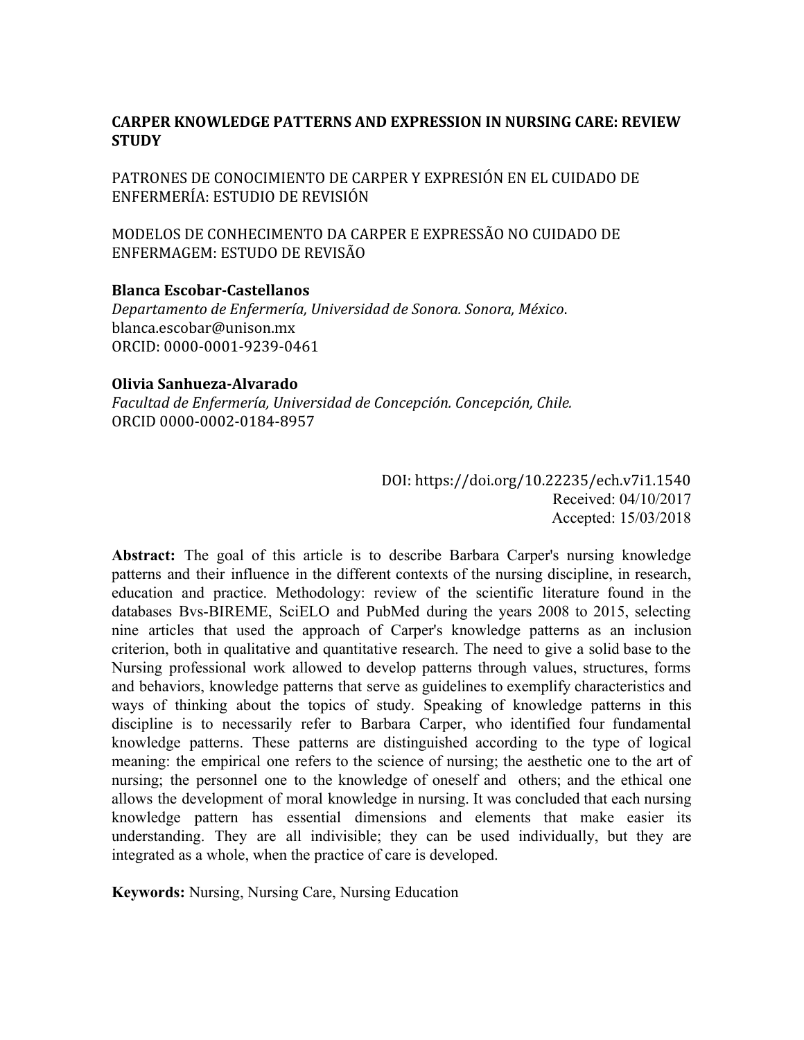# CARPER KNOWLEDGE PATTERNS AND EXPRESSION IN NURSING CARE: REVIEW STUDY

PATRONES DE CONOCIMIENTO DE CARPER Y EXPRESIÓN EN EL CUIDADO DE ENFERMERÍA: ESTUDIO DE REVISIÓN

MODELOS DE CONHECIMENTO DA CARPER E EXPRESSÃO NO CUIDADO DE ENFERMAGEM: ESTUDO DE REVISÃO

**Blanca Escobar-Castellanos**
*Departamento de Enfermería, Universidad de Sonora. Sonora, México.*
blanca.escobar@unison.mx
ORCID: 0000-0001-9239-0461

**Olivia Sanhueza-Alvarado**
*Facultad de Enfermería, Universidad de Concepción. Concepción, Chile.*
ORCID 0000-0002-0184-8957

DOI: https://doi.org/10.22235/ech.v7i1.1540
Received: 04/10/2017
Accepted: 15/03/2018

**Abstract:** The goal of this article is to describe Barbara Carper's nursing knowledge patterns and their influence in the different contexts of the nursing discipline, in research, education and practice. Methodology: review of the scientific literature found in the databases Bvs-BIREME, SciELO and PubMed during the years 2008 to 2015, selecting nine articles that used the approach of Carper's knowledge patterns as an inclusion criterion, both in qualitative and quantitative research. The need to give a solid base to the Nursing professional work allowed to develop patterns through values, structures, forms and behaviors, knowledge patterns that serve as guidelines to exemplify characteristics and ways of thinking about the topics of study. Speaking of knowledge patterns in this discipline is to necessarily refer to Barbara Carper, who identified four fundamental knowledge patterns. These patterns are distinguished according to the type of logical meaning: the empirical one refers to the science of nursing; the aesthetic one to the art of nursing; the personnel one to the knowledge of oneself and others; and the ethical one allows the development of moral knowledge in nursing. It was concluded that each nursing knowledge pattern has essential dimensions and elements that make easier its understanding. They are all indivisible; they can be used individually, but they are integrated as a whole, when the practice of care is developed.

**Keywords:** Nursing, Nursing Care, Nursing Education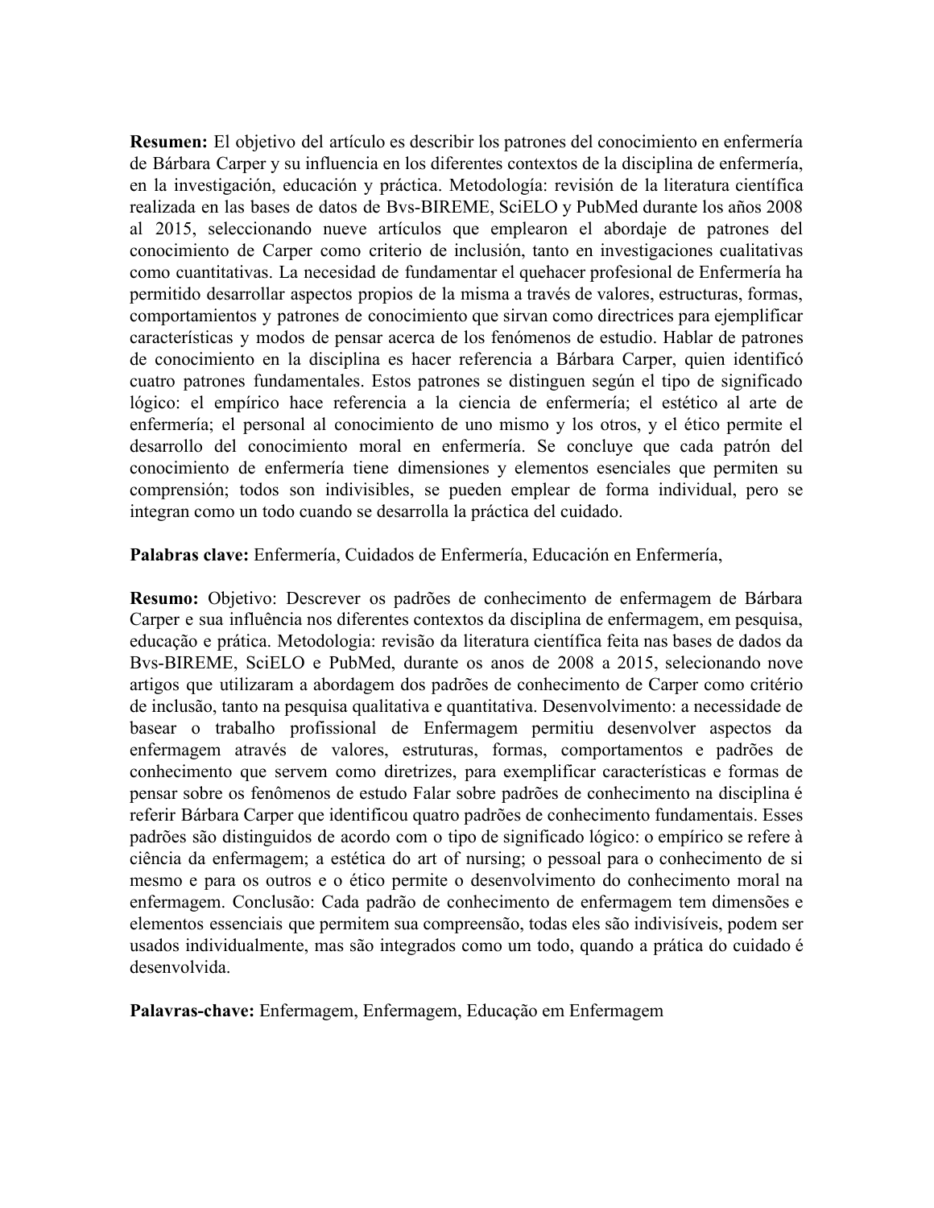**Resumen:** El objetivo del artículo es describir los patrones del conocimiento en enfermería de Bárbara Carper y su influencia en los diferentes contextos de la disciplina de enfermería, en la investigación, educación y práctica. Metodología: revisión de la literatura científica realizada en las bases de datos de Bvs-BIREME, SciELO y PubMed durante los años 2008 al 2015, seleccionando nueve artículos que emplearon el abordaje de patrones del conocimiento de Carper como criterio de inclusión, tanto en investigaciones cualitativas como cuantitativas. La necesidad de fundamentar el quehacer profesional de Enfermería ha permitido desarrollar aspectos propios de la misma a través de valores, estructuras, formas, comportamientos y patrones de conocimiento que sirvan como directrices para ejemplificar características y modos de pensar acerca de los fenómenos de estudio. Hablar de patrones de conocimiento en la disciplina es hacer referencia a Bárbara Carper, quien identificó cuatro patrones fundamentales. Estos patrones se distinguen según el tipo de significado lógico: el empírico hace referencia a la ciencia de enfermería; el estético al arte de enfermería; el personal al conocimiento de uno mismo y los otros, y el ético permite el desarrollo del conocimiento moral en enfermería. Se concluye que cada patrón del conocimiento de enfermería tiene dimensiones y elementos esenciales que permiten su comprensión; todos son indivisibles, se pueden emplear de forma individual, pero se integran como un todo cuando se desarrolla la práctica del cuidado.

**Palabras clave:** Enfermería, Cuidados de Enfermería, Educación en Enfermería,

**Resumo:** Objetivo: Descrever os padrões de conhecimento de enfermagem de Bárbara Carper e sua influência nos diferentes contextos da disciplina de enfermagem, em pesquisa, educação e prática. Metodologia: revisão da literatura científica feita nas bases de dados da Bvs-BIREME, SciELO e PubMed, durante os anos de 2008 a 2015, selecionando nove artigos que utilizaram a abordagem dos padrões de conhecimento de Carper como critério de inclusão, tanto na pesquisa qualitativa e quantitativa. Desenvolvimento: a necessidade de basear o trabalho profissional de Enfermagem permitiu desenvolver aspectos da enfermagem através de valores, estruturas, formas, comportamentos e padrões de conhecimento que servem como diretrizes, para exemplificar características e formas de pensar sobre os fenômenos de estudo Falar sobre padrões de conhecimento na disciplina é referir Bárbara Carper que identificou quatro padrões de conhecimento fundamentais. Esses padrões são distinguidos de acordo com o tipo de significado lógico: o empírico se refere à ciência da enfermagem; a estética do art of nursing; o pessoal para o conhecimento de si mesmo e para os outros e o ético permite o desenvolvimento do conhecimento moral na enfermagem. Conclusão: Cada padrão de conhecimento de enfermagem tem dimensões e elementos essenciais que permitem sua compreensão, todas eles são indivisíveis, podem ser usados individualmente, mas são integrados como um todo, quando a prática do cuidado é desenvolvida.

**Palavras-chave:** Enfermagem, Enfermagem, Educação em Enfermagem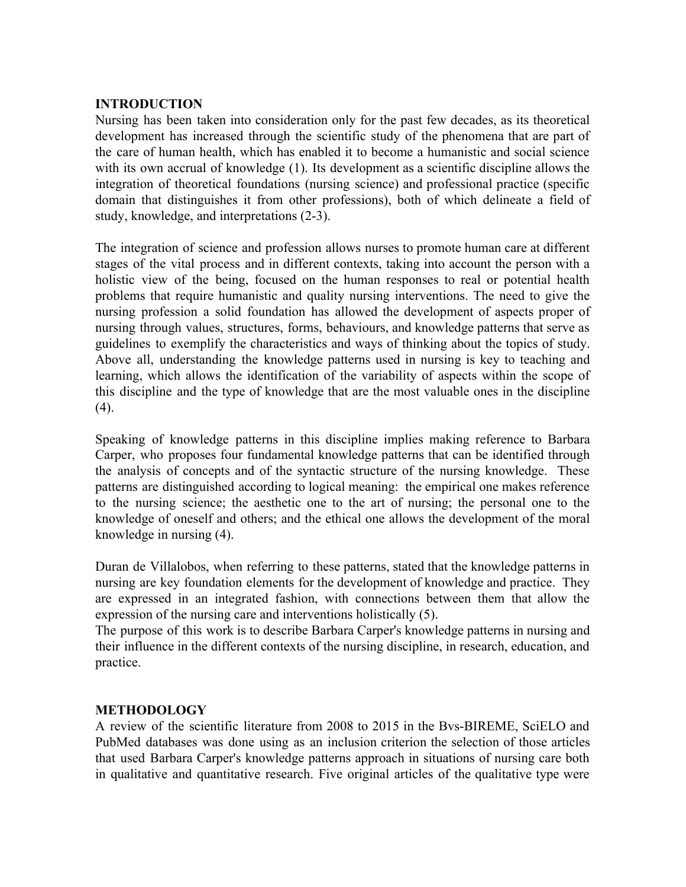## INTRODUCTION

Nursing has been taken into consideration only for the past few decades, as its theoretical development has increased through the scientific study of the phenomena that are part of the care of human health, which has enabled it to become a humanistic and social science with its own accrual of knowledge (1). Its development as a scientific discipline allows the integration of theoretical foundations (nursing science) and professional practice (specific domain that distinguishes it from other professions), both of which delineate a field of study, knowledge, and interpretations (2-3).

The integration of science and profession allows nurses to promote human care at different stages of the vital process and in different contexts, taking into account the person with a holistic view of the being, focused on the human responses to real or potential health problems that require humanistic and quality nursing interventions. The need to give the nursing profession a solid foundation has allowed the development of aspects proper of nursing through values, structures, forms, behaviours, and knowledge patterns that serve as guidelines to exemplify the characteristics and ways of thinking about the topics of study. Above all, understanding the knowledge patterns used in nursing is key to teaching and learning, which allows the identification of the variability of aspects within the scope of this discipline and the type of knowledge that are the most valuable ones in the discipline (4).

Speaking of knowledge patterns in this discipline implies making reference to Barbara Carper, who proposes four fundamental knowledge patterns that can be identified through the analysis of concepts and of the syntactic structure of the nursing knowledge. These patterns are distinguished according to logical meaning: the empirical one makes reference to the nursing science; the aesthetic one to the art of nursing; the personal one to the knowledge of oneself and others; and the ethical one allows the development of the moral knowledge in nursing (4).

Duran de Villalobos, when referring to these patterns, stated that the knowledge patterns in nursing are key foundation elements for the development of knowledge and practice. They are expressed in an integrated fashion, with connections between them that allow the expression of the nursing care and interventions holistically (5).

The purpose of this work is to describe Barbara Carper's knowledge patterns in nursing and their influence in the different contexts of the nursing discipline, in research, education, and practice.

## METHODOLOGY

A review of the scientific literature from 2008 to 2015 in the Bvs-BIREME, SciELO and PubMed databases was done using as an inclusion criterion the selection of those articles that used Barbara Carper's knowledge patterns approach in situations of nursing care both in qualitative and quantitative research. Five original articles of the qualitative type were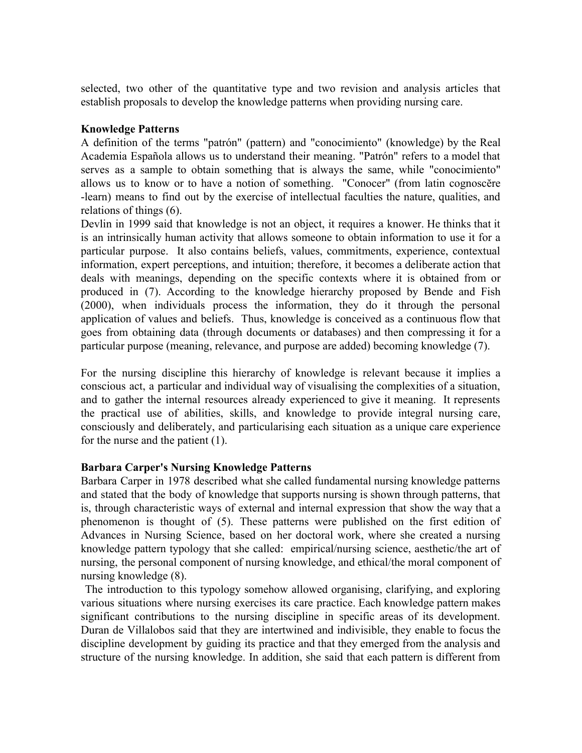selected, two other of the quantitative type and two revision and analysis articles that establish proposals to develop the knowledge patterns when providing nursing care.

**Knowledge Patterns**

A definition of the terms "patrón" (pattern) and "conocimiento" (knowledge) by the Real Academia Española allows us to understand their meaning. "Patrón" refers to a model that serves as a sample to obtain something that is always the same, while "conocimiento" allows us to know or to have a notion of something. "Conocer" (from latin cognoscĕre -learn) means to find out by the exercise of intellectual faculties the nature, qualities, and relations of things (6).

Devlin in 1999 said that knowledge is not an object, it requires a knower. He thinks that it is an intrinsically human activity that allows someone to obtain information to use it for a particular purpose. It also contains beliefs, values, commitments, experience, contextual information, expert perceptions, and intuition; therefore, it becomes a deliberate action that deals with meanings, depending on the specific contexts where it is obtained from or produced in (7). According to the knowledge hierarchy proposed by Bende and Fish (2000), when individuals process the information, they do it through the personal application of values and beliefs. Thus, knowledge is conceived as a continuous flow that goes from obtaining data (through documents or databases) and then compressing it for a particular purpose (meaning, relevance, and purpose are added) becoming knowledge (7).

For the nursing discipline this hierarchy of knowledge is relevant because it implies a conscious act, a particular and individual way of visualising the complexities of a situation, and to gather the internal resources already experienced to give it meaning. It represents the practical use of abilities, skills, and knowledge to provide integral nursing care, consciously and deliberately, and particularising each situation as a unique care experience for the nurse and the patient (1).

**Barbara Carper's Nursing Knowledge Patterns**

Barbara Carper in 1978 described what she called fundamental nursing knowledge patterns and stated that the body of knowledge that supports nursing is shown through patterns, that is, through characteristic ways of external and internal expression that show the way that a phenomenon is thought of (5). These patterns were published on the first edition of Advances in Nursing Science, based on her doctoral work, where she created a nursing knowledge pattern typology that she called: empirical/nursing science, aesthetic/the art of nursing, the personal component of nursing knowledge, and ethical/the moral component of nursing knowledge (8).

The introduction to this typology somehow allowed organising, clarifying, and exploring various situations where nursing exercises its care practice. Each knowledge pattern makes significant contributions to the nursing discipline in specific areas of its development. Duran de Villalobos said that they are intertwined and indivisible, they enable to focus the discipline development by guiding its practice and that they emerged from the analysis and structure of the nursing knowledge. In addition, she said that each pattern is different from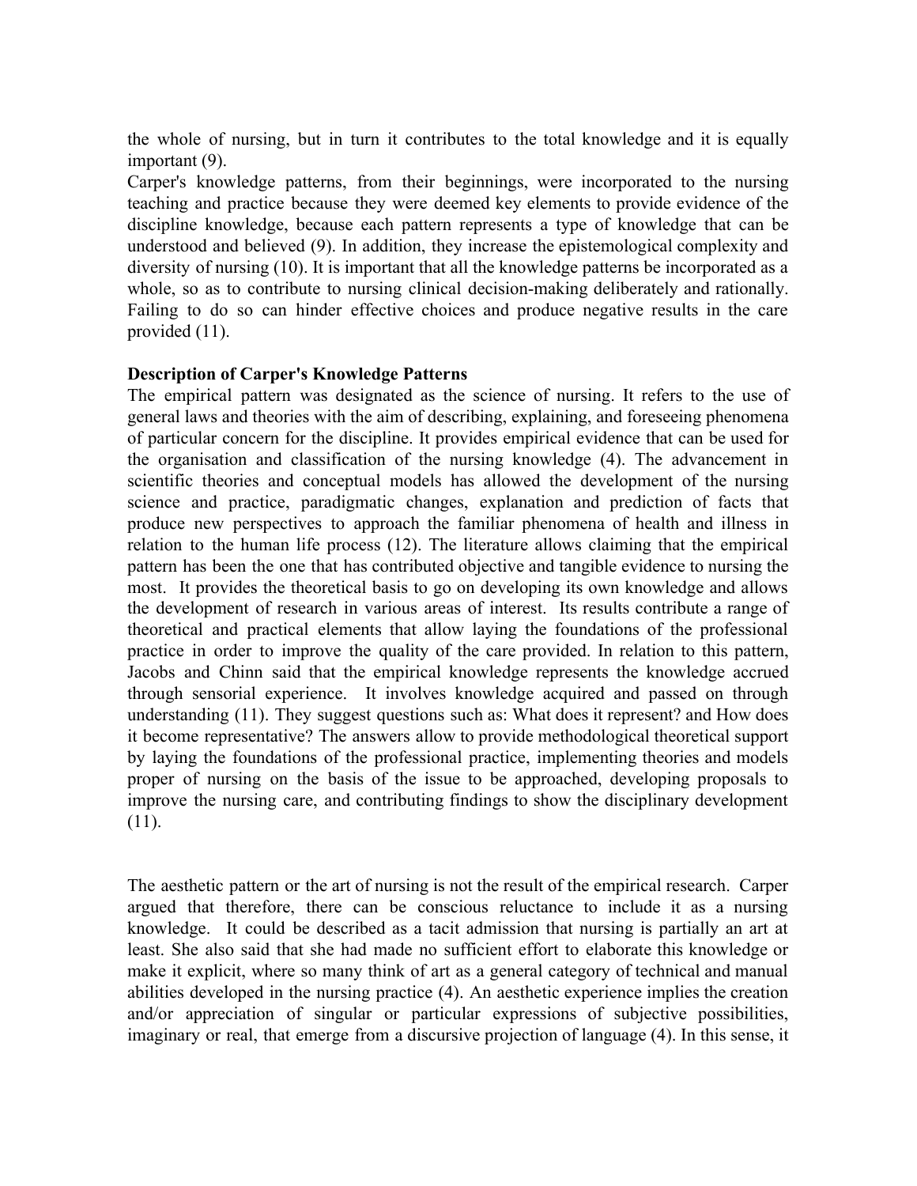the whole of nursing, but in turn it contributes to the total knowledge and it is equally important (9).

Carper's knowledge patterns, from their beginnings, were incorporated to the nursing teaching and practice because they were deemed key elements to provide evidence of the discipline knowledge, because each pattern represents a type of knowledge that can be understood and believed (9). In addition, they increase the epistemological complexity and diversity of nursing (10). It is important that all the knowledge patterns be incorporated as a whole, so as to contribute to nursing clinical decision-making deliberately and rationally. Failing to do so can hinder effective choices and produce negative results in the care provided (11).

**Description of Carper's Knowledge Patterns**

The empirical pattern was designated as the science of nursing. It refers to the use of general laws and theories with the aim of describing, explaining, and foreseeing phenomena of particular concern for the discipline. It provides empirical evidence that can be used for the organisation and classification of the nursing knowledge (4). The advancement in scientific theories and conceptual models has allowed the development of the nursing science and practice, paradigmatic changes, explanation and prediction of facts that produce new perspectives to approach the familiar phenomena of health and illness in relation to the human life process (12). The literature allows claiming that the empirical pattern has been the one that has contributed objective and tangible evidence to nursing the most. It provides the theoretical basis to go on developing its own knowledge and allows the development of research in various areas of interest. Its results contribute a range of theoretical and practical elements that allow laying the foundations of the professional practice in order to improve the quality of the care provided. In relation to this pattern, Jacobs and Chinn said that the empirical knowledge represents the knowledge accrued through sensorial experience. It involves knowledge acquired and passed on through understanding (11). They suggest questions such as: What does it represent? and How does it become representative? The answers allow to provide methodological theoretical support by laying the foundations of the professional practice, implementing theories and models proper of nursing on the basis of the issue to be approached, developing proposals to improve the nursing care, and contributing findings to show the disciplinary development (11).

The aesthetic pattern or the art of nursing is not the result of the empirical research. Carper argued that therefore, there can be conscious reluctance to include it as a nursing knowledge. It could be described as a tacit admission that nursing is partially an art at least. She also said that she had made no sufficient effort to elaborate this knowledge or make it explicit, where so many think of art as a general category of technical and manual abilities developed in the nursing practice (4). An aesthetic experience implies the creation and/or appreciation of singular or particular expressions of subjective possibilities, imaginary or real, that emerge from a discursive projection of language (4). In this sense, it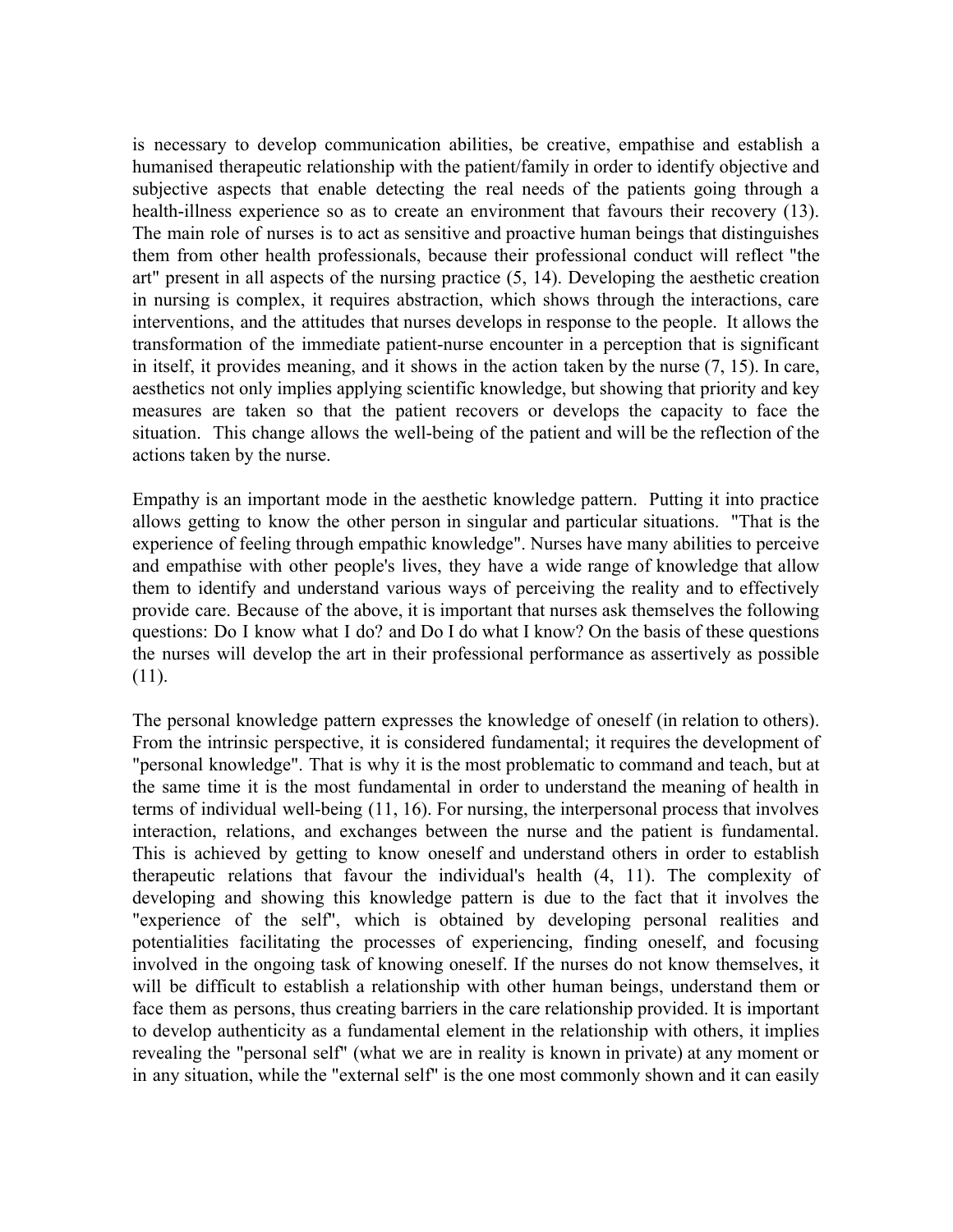is necessary to develop communication abilities, be creative, empathise and establish a humanised therapeutic relationship with the patient/family in order to identify objective and subjective aspects that enable detecting the real needs of the patients going through a health-illness experience so as to create an environment that favours their recovery (13). The main role of nurses is to act as sensitive and proactive human beings that distinguishes them from other health professionals, because their professional conduct will reflect "the art" present in all aspects of the nursing practice (5, 14). Developing the aesthetic creation in nursing is complex, it requires abstraction, which shows through the interactions, care interventions, and the attitudes that nurses develops in response to the people. It allows the transformation of the immediate patient-nurse encounter in a perception that is significant in itself, it provides meaning, and it shows in the action taken by the nurse (7, 15). In care, aesthetics not only implies applying scientific knowledge, but showing that priority and key measures are taken so that the patient recovers or develops the capacity to face the situation. This change allows the well-being of the patient and will be the reflection of the actions taken by the nurse.

Empathy is an important mode in the aesthetic knowledge pattern. Putting it into practice allows getting to know the other person in singular and particular situations. "That is the experience of feeling through empathic knowledge". Nurses have many abilities to perceive and empathise with other people's lives, they have a wide range of knowledge that allow them to identify and understand various ways of perceiving the reality and to effectively provide care. Because of the above, it is important that nurses ask themselves the following questions: Do I know what I do? and Do I do what I know? On the basis of these questions the nurses will develop the art in their professional performance as assertively as possible (11).

The personal knowledge pattern expresses the knowledge of oneself (in relation to others). From the intrinsic perspective, it is considered fundamental; it requires the development of "personal knowledge". That is why it is the most problematic to command and teach, but at the same time it is the most fundamental in order to understand the meaning of health in terms of individual well-being (11, 16). For nursing, the interpersonal process that involves interaction, relations, and exchanges between the nurse and the patient is fundamental. This is achieved by getting to know oneself and understand others in order to establish therapeutic relations that favour the individual's health (4, 11). The complexity of developing and showing this knowledge pattern is due to the fact that it involves the "experience of the self", which is obtained by developing personal realities and potentialities facilitating the processes of experiencing, finding oneself, and focusing involved in the ongoing task of knowing oneself. If the nurses do not know themselves, it will be difficult to establish a relationship with other human beings, understand them or face them as persons, thus creating barriers in the care relationship provided. It is important to develop authenticity as a fundamental element in the relationship with others, it implies revealing the "personal self" (what we are in reality is known in private) at any moment or in any situation, while the "external self" is the one most commonly shown and it can easily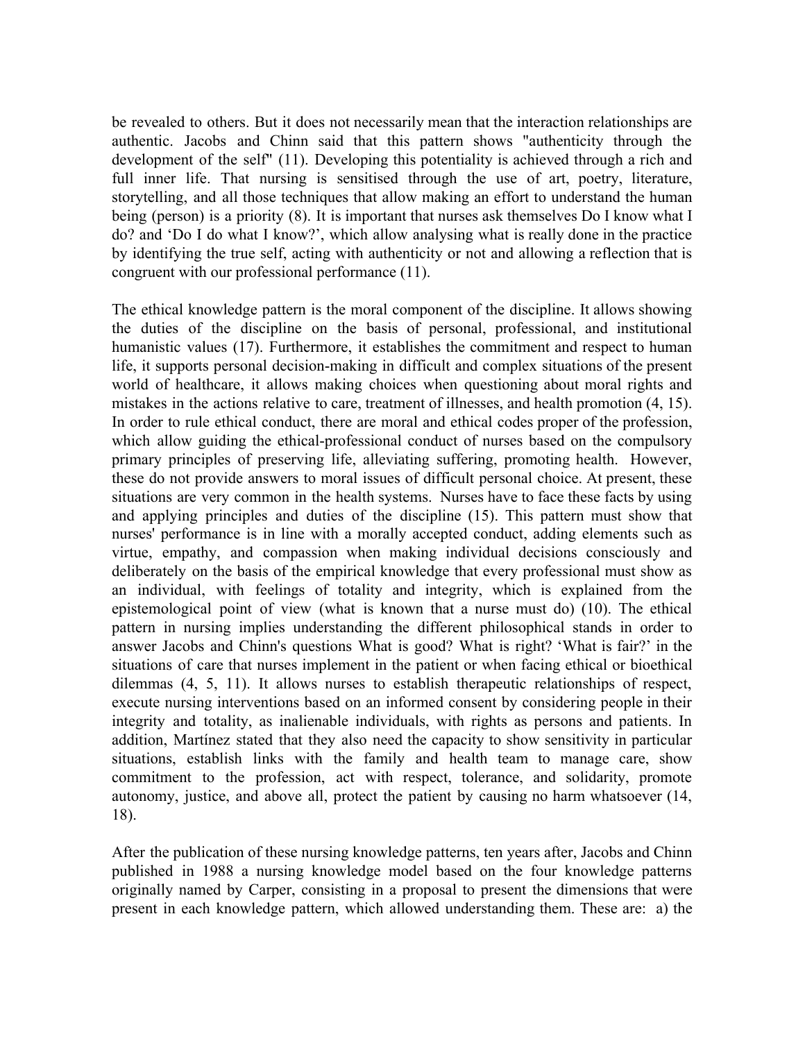be revealed to others. But it does not necessarily mean that the interaction relationships are authentic. Jacobs and Chinn said that this pattern shows "authenticity through the development of the self" (11). Developing this potentiality is achieved through a rich and full inner life. That nursing is sensitised through the use of art, poetry, literature, storytelling, and all those techniques that allow making an effort to understand the human being (person) is a priority (8). It is important that nurses ask themselves Do I know what I do? and 'Do I do what I know?', which allow analysing what is really done in the practice by identifying the true self, acting with authenticity or not and allowing a reflection that is congruent with our professional performance (11).

The ethical knowledge pattern is the moral component of the discipline. It allows showing the duties of the discipline on the basis of personal, professional, and institutional humanistic values (17). Furthermore, it establishes the commitment and respect to human life, it supports personal decision-making in difficult and complex situations of the present world of healthcare, it allows making choices when questioning about moral rights and mistakes in the actions relative to care, treatment of illnesses, and health promotion (4, 15). In order to rule ethical conduct, there are moral and ethical codes proper of the profession, which allow guiding the ethical-professional conduct of nurses based on the compulsory primary principles of preserving life, alleviating suffering, promoting health. However, these do not provide answers to moral issues of difficult personal choice. At present, these situations are very common in the health systems. Nurses have to face these facts by using and applying principles and duties of the discipline (15). This pattern must show that nurses' performance is in line with a morally accepted conduct, adding elements such as virtue, empathy, and compassion when making individual decisions consciously and deliberately on the basis of the empirical knowledge that every professional must show as an individual, with feelings of totality and integrity, which is explained from the epistemological point of view (what is known that a nurse must do) (10). The ethical pattern in nursing implies understanding the different philosophical stands in order to answer Jacobs and Chinn's questions What is good? What is right? 'What is fair?' in the situations of care that nurses implement in the patient or when facing ethical or bioethical dilemmas (4, 5, 11). It allows nurses to establish therapeutic relationships of respect, execute nursing interventions based on an informed consent by considering people in their integrity and totality, as inalienable individuals, with rights as persons and patients. In addition, Martínez stated that they also need the capacity to show sensitivity in particular situations, establish links with the family and health team to manage care, show commitment to the profession, act with respect, tolerance, and solidarity, promote autonomy, justice, and above all, protect the patient by causing no harm whatsoever (14, 18).

After the publication of these nursing knowledge patterns, ten years after, Jacobs and Chinn published in 1988 a nursing knowledge model based on the four knowledge patterns originally named by Carper, consisting in a proposal to present the dimensions that were present in each knowledge pattern, which allowed understanding them. These are: a) the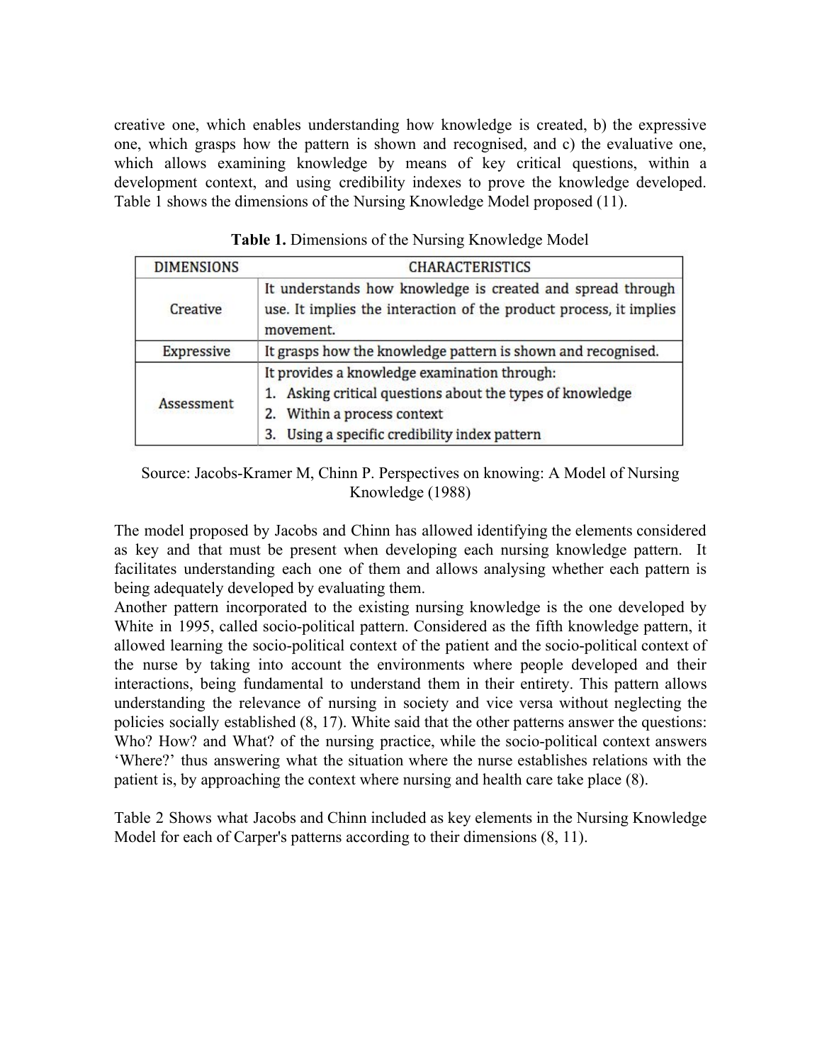creative one, which enables understanding how knowledge is created, b) the expressive one, which grasps how the pattern is shown and recognised, and c) the evaluative one, which allows examining knowledge by means of key critical questions, within a development context, and using credibility indexes to prove the knowledge developed. Table 1 shows the dimensions of the Nursing Knowledge Model proposed (11).

**Table 1.** Dimensions of the Nursing Knowledge Model

| DIMENSIONS | CHARACTERISTICS |
|---|---|
| Creative | It understands how knowledge is created and spread through use. It implies the interaction of the product process, it implies movement. |
| Expressive | It grasps how the knowledge pattern is shown and recognised. |
| Assessment | It provides a knowledge examination through:<br>1. Asking critical questions about the types of knowledge<br>2. Within a process context<br>3. Using a specific credibility index pattern |

Source: Jacobs-Kramer M, Chinn P. Perspectives on knowing: A Model of Nursing Knowledge (1988)

The model proposed by Jacobs and Chinn has allowed identifying the elements considered as key and that must be present when developing each nursing knowledge pattern. It facilitates understanding each one of them and allows analysing whether each pattern is being adequately developed by evaluating them.

Another pattern incorporated to the existing nursing knowledge is the one developed by White in 1995, called socio-political pattern. Considered as the fifth knowledge pattern, it allowed learning the socio-political context of the patient and the socio-political context of the nurse by taking into account the environments where people developed and their interactions, being fundamental to understand them in their entirety. This pattern allows understanding the relevance of nursing in society and vice versa without neglecting the policies socially established (8, 17). White said that the other patterns answer the questions: Who? How? and What? of the nursing practice, while the socio-political context answers 'Where?' thus answering what the situation where the nurse establishes relations with the patient is, by approaching the context where nursing and health care take place (8).

Table 2 Shows what Jacobs and Chinn included as key elements in the Nursing Knowledge Model for each of Carper's patterns according to their dimensions (8, 11).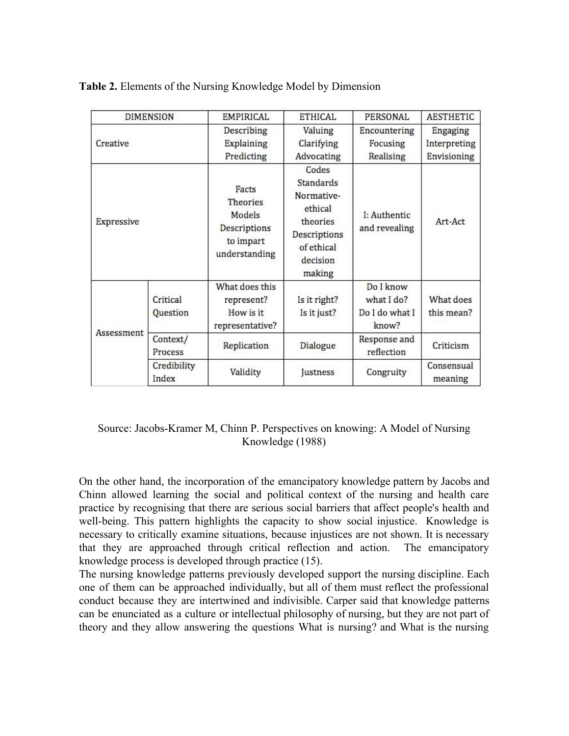**Table 2.** Elements of the Nursing Knowledge Model by Dimension

| DIMENSION | | EMPIRICAL | ETHICAL | PERSONAL | AESTHETIC |
|---|---|---|---|---|---|
| Creative | | Describing Explaining Predicting | Valuing Clarifying Advocating | Encountering Focusing Realising | Engaging Interpreting Envisioning |
| Expressive | | Facts Theories Models Descriptions to impart understanding | Codes Standards Normative-ethical theories Descriptions of ethical decision making | I: Authentic and revealing | Art-Act |
| Assessment | Critical Question | What does this represent? How is it representative? | Is it right? Is it just? | Do I know what I do? Do I do what I know? | What does this mean? |
| | Context/ Process | Replication | Dialogue | Response and reflection | Criticism |
| | Credibility Index | Validity | Justness | Congruity | Consensual meaning |

Source: Jacobs-Kramer M, Chinn P. Perspectives on knowing: A Model of Nursing Knowledge (1988)

On the other hand, the incorporation of the emancipatory knowledge pattern by Jacobs and Chinn allowed learning the social and political context of the nursing and health care practice by recognising that there are serious social barriers that affect people's health and well-being. This pattern highlights the capacity to show social injustice. Knowledge is necessary to critically examine situations, because injustices are not shown. It is necessary that they are approached through critical reflection and action. The emancipatory knowledge process is developed through practice (15).

The nursing knowledge patterns previously developed support the nursing discipline. Each one of them can be approached individually, but all of them must reflect the professional conduct because they are intertwined and indivisible. Carper said that knowledge patterns can be enunciated as a culture or intellectual philosophy of nursing, but they are not part of theory and they allow answering the questions What is nursing? and What is the nursing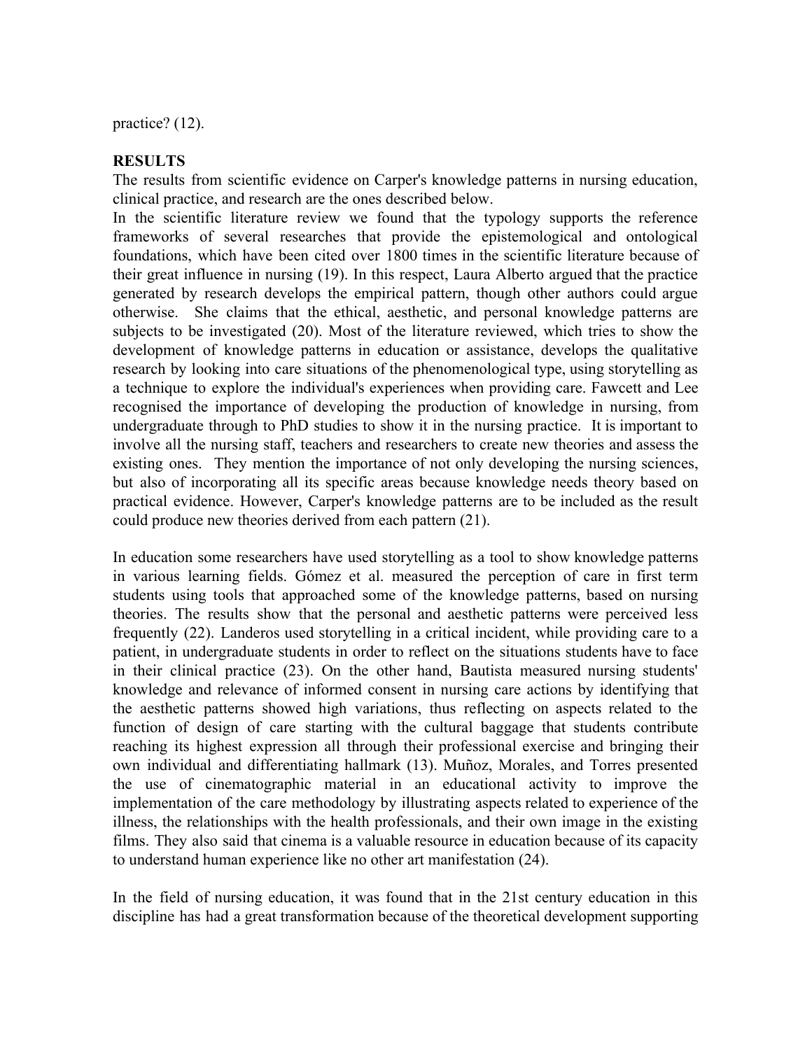practice? (12).

**RESULTS**

The results from scientific evidence on Carper's knowledge patterns in nursing education, clinical practice, and research are the ones described below.

In the scientific literature review we found that the typology supports the reference frameworks of several researches that provide the epistemological and ontological foundations, which have been cited over 1800 times in the scientific literature because of their great influence in nursing (19). In this respect, Laura Alberto argued that the practice generated by research develops the empirical pattern, though other authors could argue otherwise. She claims that the ethical, aesthetic, and personal knowledge patterns are subjects to be investigated (20). Most of the literature reviewed, which tries to show the development of knowledge patterns in education or assistance, develops the qualitative research by looking into care situations of the phenomenological type, using storytelling as a technique to explore the individual's experiences when providing care. Fawcett and Lee recognised the importance of developing the production of knowledge in nursing, from undergraduate through to PhD studies to show it in the nursing practice. It is important to involve all the nursing staff, teachers and researchers to create new theories and assess the existing ones. They mention the importance of not only developing the nursing sciences, but also of incorporating all its specific areas because knowledge needs theory based on practical evidence. However, Carper's knowledge patterns are to be included as the result could produce new theories derived from each pattern (21).

In education some researchers have used storytelling as a tool to show knowledge patterns in various learning fields. Gómez et al. measured the perception of care in first term students using tools that approached some of the knowledge patterns, based on nursing theories. The results show that the personal and aesthetic patterns were perceived less frequently (22). Landeros used storytelling in a critical incident, while providing care to a patient, in undergraduate students in order to reflect on the situations students have to face in their clinical practice (23). On the other hand, Bautista measured nursing students' knowledge and relevance of informed consent in nursing care actions by identifying that the aesthetic patterns showed high variations, thus reflecting on aspects related to the function of design of care starting with the cultural baggage that students contribute reaching its highest expression all through their professional exercise and bringing their own individual and differentiating hallmark (13). Muñoz, Morales, and Torres presented the use of cinematographic material in an educational activity to improve the implementation of the care methodology by illustrating aspects related to experience of the illness, the relationships with the health professionals, and their own image in the existing films. They also said that cinema is a valuable resource in education because of its capacity to understand human experience like no other art manifestation (24).

In the field of nursing education, it was found that in the 21st century education in this discipline has had a great transformation because of the theoretical development supporting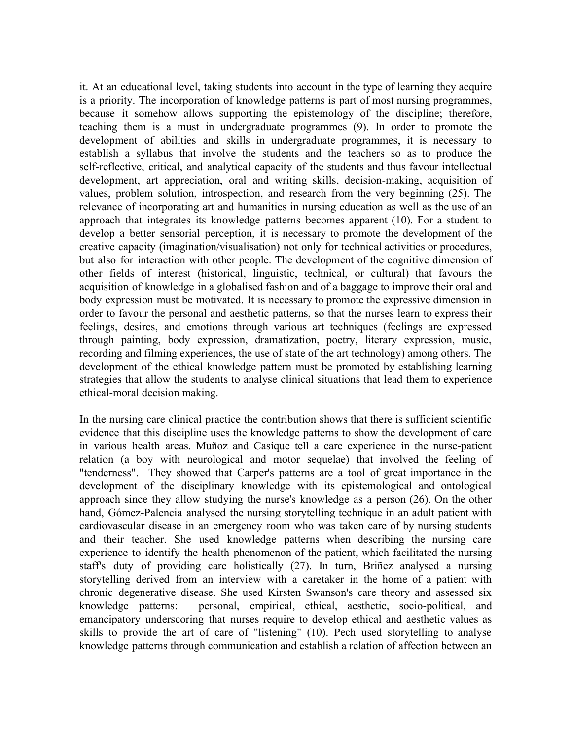it. At an educational level, taking students into account in the type of learning they acquire is a priority. The incorporation of knowledge patterns is part of most nursing programmes, because it somehow allows supporting the epistemology of the discipline; therefore, teaching them is a must in undergraduate programmes (9). In order to promote the development of abilities and skills in undergraduate programmes, it is necessary to establish a syllabus that involve the students and the teachers so as to produce the self-reflective, critical, and analytical capacity of the students and thus favour intellectual development, art appreciation, oral and writing skills, decision-making, acquisition of values, problem solution, introspection, and research from the very beginning (25). The relevance of incorporating art and humanities in nursing education as well as the use of an approach that integrates its knowledge patterns becomes apparent (10). For a student to develop a better sensorial perception, it is necessary to promote the development of the creative capacity (imagination/visualisation) not only for technical activities or procedures, but also for interaction with other people. The development of the cognitive dimension of other fields of interest (historical, linguistic, technical, or cultural) that favours the acquisition of knowledge in a globalised fashion and of a baggage to improve their oral and body expression must be motivated. It is necessary to promote the expressive dimension in order to favour the personal and aesthetic patterns, so that the nurses learn to express their feelings, desires, and emotions through various art techniques (feelings are expressed through painting, body expression, dramatization, poetry, literary expression, music, recording and filming experiences, the use of state of the art technology) among others. The development of the ethical knowledge pattern must be promoted by establishing learning strategies that allow the students to analyse clinical situations that lead them to experience ethical-moral decision making.

In the nursing care clinical practice the contribution shows that there is sufficient scientific evidence that this discipline uses the knowledge patterns to show the development of care in various health areas. Muñoz and Casique tell a care experience in the nurse-patient relation (a boy with neurological and motor sequelae) that involved the feeling of "tenderness". They showed that Carper's patterns are a tool of great importance in the development of the disciplinary knowledge with its epistemological and ontological approach since they allow studying the nurse's knowledge as a person (26). On the other hand, Gómez-Palencia analysed the nursing storytelling technique in an adult patient with cardiovascular disease in an emergency room who was taken care of by nursing students and their teacher. She used knowledge patterns when describing the nursing care experience to identify the health phenomenon of the patient, which facilitated the nursing staff's duty of providing care holistically (27). In turn, Briñez analysed a nursing storytelling derived from an interview with a caretaker in the home of a patient with chronic degenerative disease. She used Kirsten Swanson's care theory and assessed six knowledge patterns: personal, empirical, ethical, aesthetic, socio-political, and emancipatory underscoring that nurses require to develop ethical and aesthetic values as skills to provide the art of care of "listening" (10). Pech used storytelling to analyse knowledge patterns through communication and establish a relation of affection between an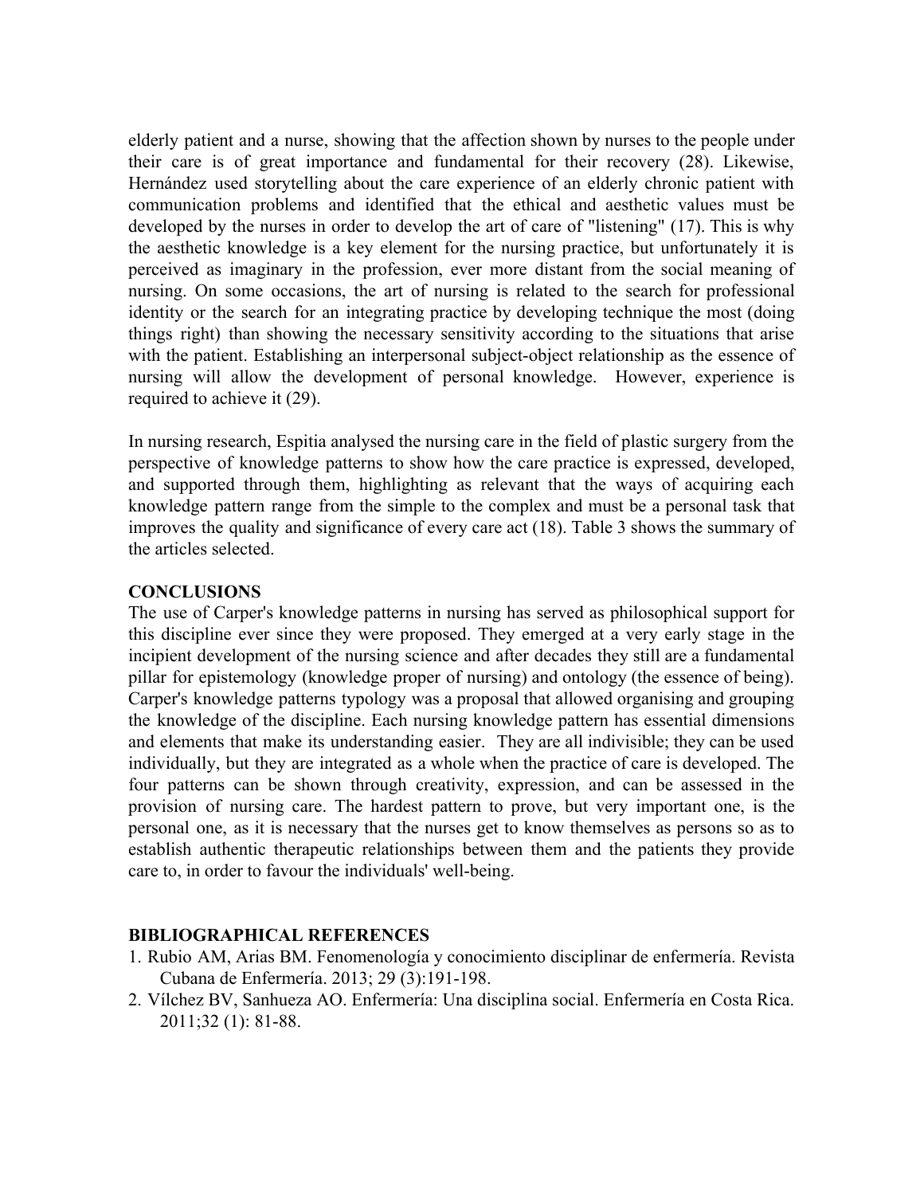elderly patient and a nurse, showing that the affection shown by nurses to the people under their care is of great importance and fundamental for their recovery (28). Likewise, Hernández used storytelling about the care experience of an elderly chronic patient with communication problems and identified that the ethical and aesthetic values must be developed by the nurses in order to develop the art of care of "listening" (17). This is why the aesthetic knowledge is a key element for the nursing practice, but unfortunately it is perceived as imaginary in the profession, ever more distant from the social meaning of nursing. On some occasions, the art of nursing is related to the search for professional identity or the search for an integrating practice by developing technique the most (doing things right) than showing the necessary sensitivity according to the situations that arise with the patient. Establishing an interpersonal subject-object relationship as the essence of nursing will allow the development of personal knowledge. However, experience is required to achieve it (29).

In nursing research, Espitia analysed the nursing care in the field of plastic surgery from the perspective of knowledge patterns to show how the care practice is expressed, developed, and supported through them, highlighting as relevant that the ways of acquiring each knowledge pattern range from the simple to the complex and must be a personal task that improves the quality and significance of every care act (18). Table 3 shows the summary of the articles selected.

## CONCLUSIONS

The use of Carper's knowledge patterns in nursing has served as philosophical support for this discipline ever since they were proposed. They emerged at a very early stage in the incipient development of the nursing science and after decades they still are a fundamental pillar for epistemology (knowledge proper of nursing) and ontology (the essence of being). Carper's knowledge patterns typology was a proposal that allowed organising and grouping the knowledge of the discipline. Each nursing knowledge pattern has essential dimensions and elements that make its understanding easier. They are all indivisible; they can be used individually, but they are integrated as a whole when the practice of care is developed. The four patterns can be shown through creativity, expression, and can be assessed in the provision of nursing care. The hardest pattern to prove, but very important one, is the personal one, as it is necessary that the nurses get to know themselves as persons so as to establish authentic therapeutic relationships between them and the patients they provide care to, in order to favour the individuals' well-being.

## BIBLIOGRAPHICAL REFERENCES

1. Rubio AM, Arias BM. Fenomenología y conocimiento disciplinar de enfermería. Revista Cubana de Enfermería. 2013; 29 (3):191-198.
2. Vílchez BV, Sanhueza AO. Enfermería: Una disciplina social. Enfermería en Costa Rica. 2011;32 (1): 81-88.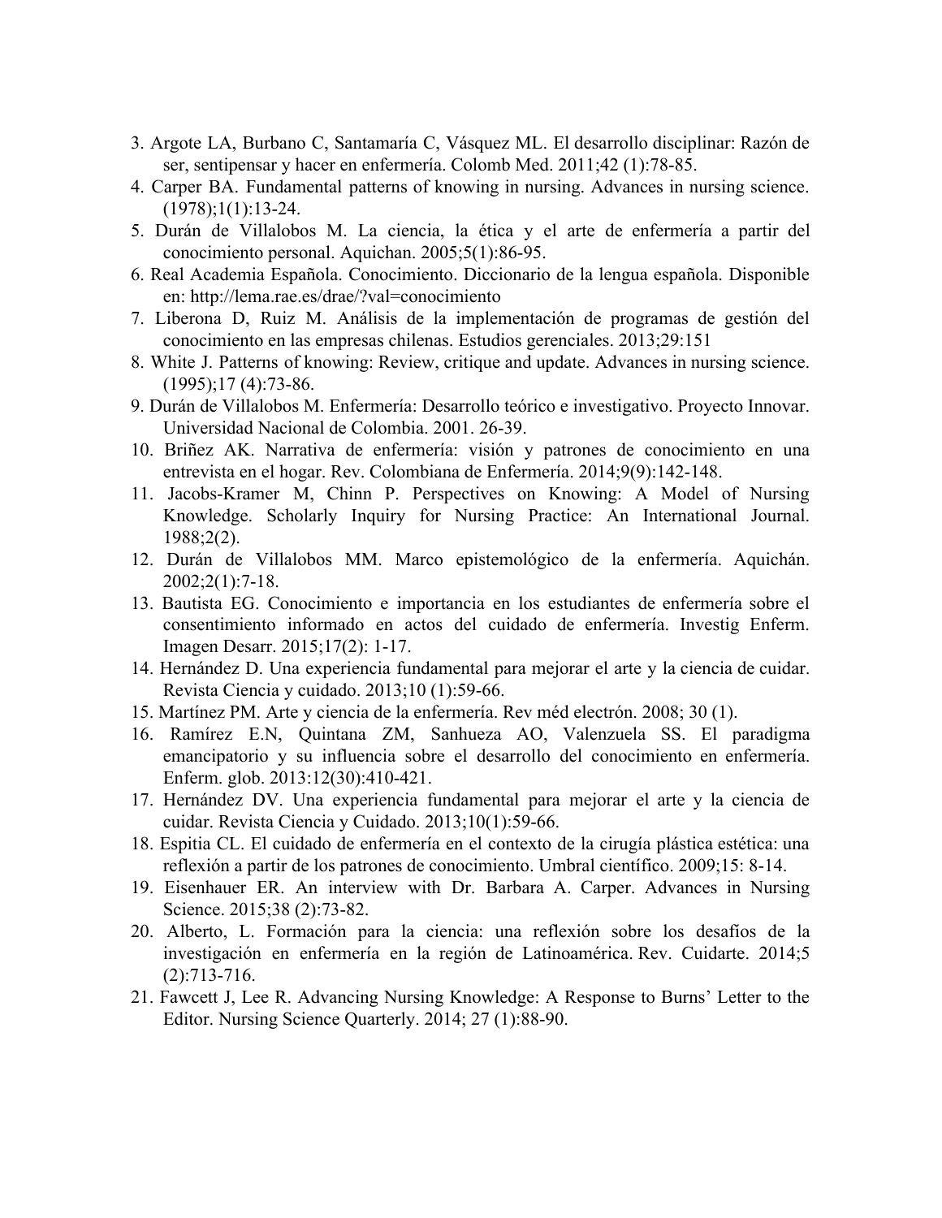3. Argote LA, Burbano C, Santamaría C, Vásquez ML. El desarrollo disciplinar: Razón de ser, sentipensar y hacer en enfermería. Colomb Med. 2011;42 (1):78-85.
4. Carper BA. Fundamental patterns of knowing in nursing. Advances in nursing science. (1978);1(1):13-24.
5. Durán de Villalobos M. La ciencia, la ética y el arte de enfermería a partir del conocimiento personal. Aquichan. 2005;5(1):86-95.
6. Real Academia Española. Conocimiento. Diccionario de la lengua española. Disponible en: http://lema.rae.es/drae/?val=conocimiento
7. Liberona D, Ruiz M. Análisis de la implementación de programas de gestión del conocimiento en las empresas chilenas. Estudios gerenciales. 2013;29:151
8. White J. Patterns of knowing: Review, critique and update. Advances in nursing science. (1995);17 (4):73-86.
9. Durán de Villalobos M. Enfermería: Desarrollo teórico e investigativo. Proyecto Innovar. Universidad Nacional de Colombia. 2001. 26-39.
10. Briñez AK. Narrativa de enfermería: visión y patrones de conocimiento en una entrevista en el hogar. Rev. Colombiana de Enfermería. 2014;9(9):142-148.
11. Jacobs-Kramer M, Chinn P. Perspectives on Knowing: A Model of Nursing Knowledge. Scholarly Inquiry for Nursing Practice: An International Journal. 1988;2(2).
12. Durán de Villalobos MM. Marco epistemológico de la enfermería. Aquichán. 2002;2(1):7-18.
13. Bautista EG. Conocimiento e importancia en los estudiantes de enfermería sobre el consentimiento informado en actos del cuidado de enfermería. Investig Enferm. Imagen Desarr. 2015;17(2): 1-17.
14. Hernández D. Una experiencia fundamental para mejorar el arte y la ciencia de cuidar. Revista Ciencia y cuidado. 2013;10 (1):59-66.
15. Martínez PM. Arte y ciencia de la enfermería. Rev méd electrón. 2008; 30 (1).
16. Ramírez E.N, Quintana ZM, Sanhueza AO, Valenzuela SS. El paradigma emancipatorio y su influencia sobre el desarrollo del conocimiento en enfermería. Enferm. glob. 2013:12(30):410-421.
17. Hernández DV. Una experiencia fundamental para mejorar el arte y la ciencia de cuidar. Revista Ciencia y Cuidado. 2013;10(1):59-66.
18. Espitia CL. El cuidado de enfermería en el contexto de la cirugía plástica estética: una reflexión a partir de los patrones de conocimiento. Umbral científico. 2009;15: 8-14.
19. Eisenhauer ER. An interview with Dr. Barbara A. Carper. Advances in Nursing Science. 2015;38 (2):73-82.
20. Alberto, L. Formación para la ciencia: una reflexión sobre los desafíos de la investigación en enfermería en la región de Latinoamérica. Rev. Cuidarte. 2014;5 (2):713-716.
21. Fawcett J, Lee R. Advancing Nursing Knowledge: A Response to Burns' Letter to the Editor. Nursing Science Quarterly. 2014; 27 (1):88-90.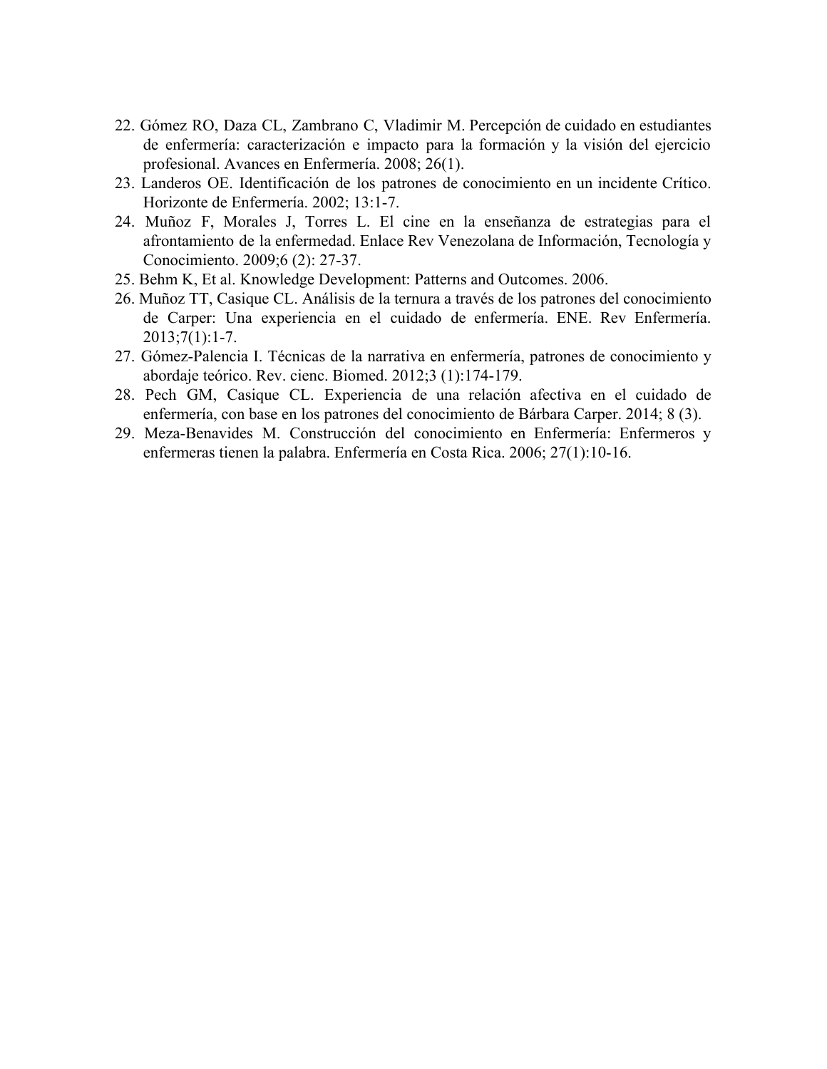22. Gómez RO, Daza CL, Zambrano C, Vladimir M. Percepción de cuidado en estudiantes de enfermería: caracterización e impacto para la formación y la visión del ejercicio profesional. Avances en Enfermería. 2008; 26(1).
23. Landeros OE. Identificación de los patrones de conocimiento en un incidente Crítico. Horizonte de Enfermería. 2002; 13:1-7.
24. Muñoz F, Morales J, Torres L. El cine en la enseñanza de estrategias para el afrontamiento de la enfermedad. Enlace Rev Venezolana de Información, Tecnología y Conocimiento. 2009;6 (2): 27-37.
25. Behm K, Et al. Knowledge Development: Patterns and Outcomes. 2006.
26. Muñoz TT, Casique CL. Análisis de la ternura a través de los patrones del conocimiento de Carper: Una experiencia en el cuidado de enfermería. ENE. Rev Enfermería. 2013;7(1):1-7.
27. Gómez-Palencia I. Técnicas de la narrativa en enfermería, patrones de conocimiento y abordaje teórico. Rev. cienc. Biomed. 2012;3 (1):174-179.
28. Pech GM, Casique CL. Experiencia de una relación afectiva en el cuidado de enfermería, con base en los patrones del conocimiento de Bárbara Carper. 2014; 8 (3).
29. Meza-Benavides M. Construcción del conocimiento en Enfermería: Enfermeros y enfermeras tienen la palabra. Enfermería en Costa Rica. 2006; 27(1):10-16.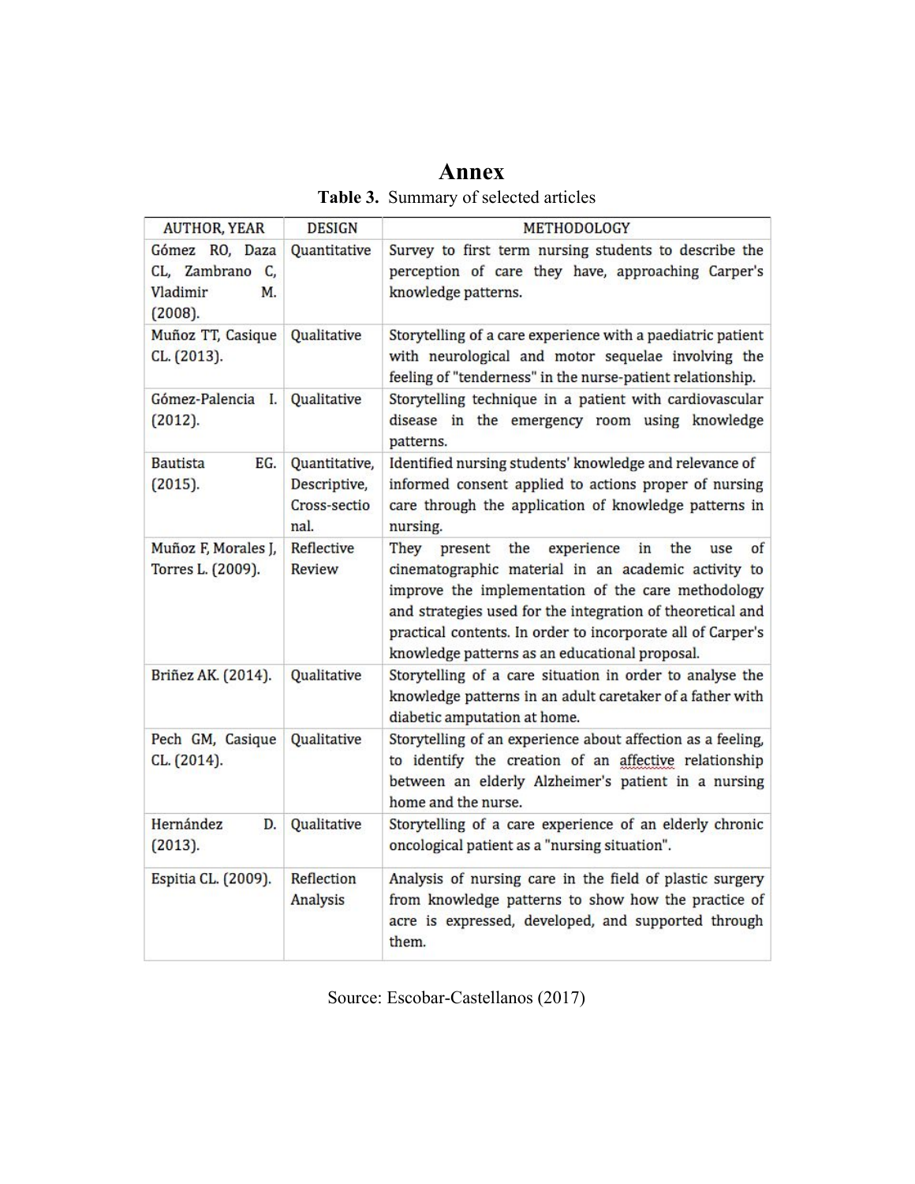# Annex

**Table 3.** Summary of selected articles

| AUTHOR, YEAR | DESIGN | METHODOLOGY |
|---|---|---|
| Gómez RO, Daza CL, Zambrano C, Vladimir M. (2008). | Quantitative | Survey to first term nursing students to describe the perception of care they have, approaching Carper's knowledge patterns. |
| Muñoz TT, Casique CL. (2013). | Qualitative | Storytelling of a care experience with a paediatric patient with neurological and motor sequelae involving the feeling of "tenderness" in the nurse-patient relationship. |
| Gómez-Palencia I. (2012). | Qualitative | Storytelling technique in a patient with cardiovascular disease in the emergency room using knowledge patterns. |
| Bautista EG. (2015). | Quantitative, Descriptive, Cross-sectional. | Identified nursing students' knowledge and relevance of informed consent applied to actions proper of nursing care through the application of knowledge patterns in nursing. |
| Muñoz F, Morales J, Torres L. (2009). | Reflective Review | They present the experience in the use of cinematographic material in an academic activity to improve the implementation of the care methodology and strategies used for the integration of theoretical and practical contents. In order to incorporate all of Carper's knowledge patterns as an educational proposal. |
| Briñez AK. (2014). | Qualitative | Storytelling of a care situation in order to analyse the knowledge patterns in an adult caretaker of a father with diabetic amputation at home. |
| Pech GM, Casique CL. (2014). | Qualitative | Storytelling of an experience about affection as a feeling, to identify the creation of an affective relationship between an elderly Alzheimer's patient in a nursing home and the nurse. |
| Hernández D. (2013). | Qualitative | Storytelling of a care experience of an elderly chronic oncological patient as a "nursing situation". |
| Espitia CL. (2009). | Reflection Analysis | Analysis of nursing care in the field of plastic surgery from knowledge patterns to show how the practice of acre is expressed, developed, and supported through them. |

Source: Escobar-Castellanos (2017)